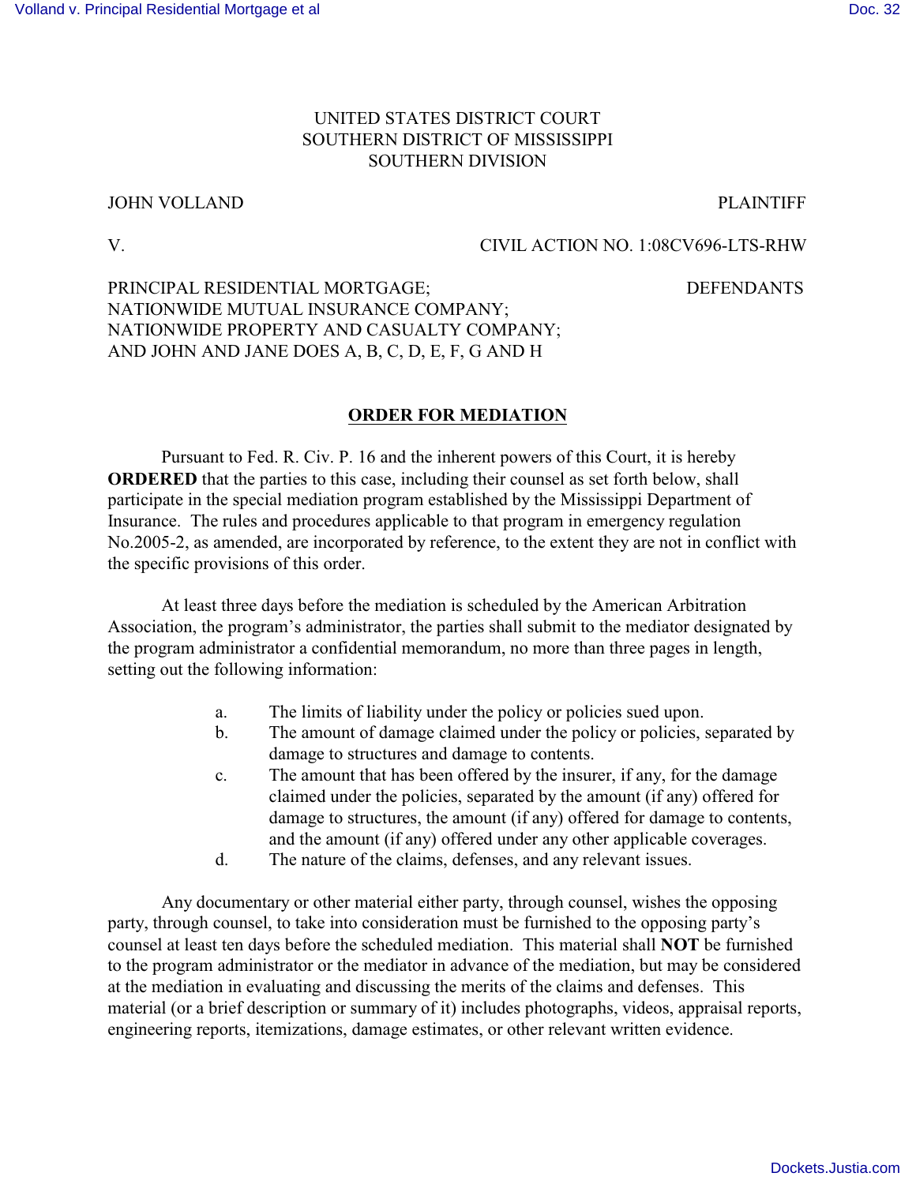UNITED STATES DISTRICT COURT
SOUTHERN DISTRICT OF MISSISSIPPI
SOUTHERN DIVISION

JOHN VOLLAND — PLAINTIFF

V. — CIVIL ACTION NO. 1:08CV696-LTS-RHW

PRINCIPAL RESIDENTIAL MORTGAGE;
NATIONWIDE MUTUAL INSURANCE COMPANY;
NATIONWIDE PROPERTY AND CASUALTY COMPANY;
AND JOHN AND JANE DOES A, B, C, D, E, F, G AND H — DEFENDANTS

## ORDER FOR MEDIATION

Pursuant to Fed. R. Civ. P. 16 and the inherent powers of this Court, it is hereby **ORDERED** that the parties to this case, including their counsel as set forth below, shall participate in the special mediation program established by the Mississippi Department of Insurance. The rules and procedures applicable to that program in emergency regulation No.2005-2, as amended, are incorporated by reference, to the extent they are not in conflict with the specific provisions of this order.

At least three days before the mediation is scheduled by the American Arbitration Association, the program's administrator, the parties shall submit to the mediator designated by the program administrator a confidential memorandum, no more than three pages in length, setting out the following information:

a. The limits of liability under the policy or policies sued upon.
b. The amount of damage claimed under the policy or policies, separated by damage to structures and damage to contents.
c. The amount that has been offered by the insurer, if any, for the damage claimed under the policies, separated by the amount (if any) offered for damage to structures, the amount (if any) offered for damage to contents, and the amount (if any) offered under any other applicable coverages.
d. The nature of the claims, defenses, and any relevant issues.

Any documentary or other material either party, through counsel, wishes the opposing party, through counsel, to take into consideration must be furnished to the opposing party's counsel at least ten days before the scheduled mediation. This material shall **NOT** be furnished to the program administrator or the mediator in advance of the mediation, but may be considered at the mediation in evaluating and discussing the merits of the claims and defenses. This material (or a brief description or summary of it) includes photographs, videos, appraisal reports, engineering reports, itemizations, damage estimates, or other relevant written evidence.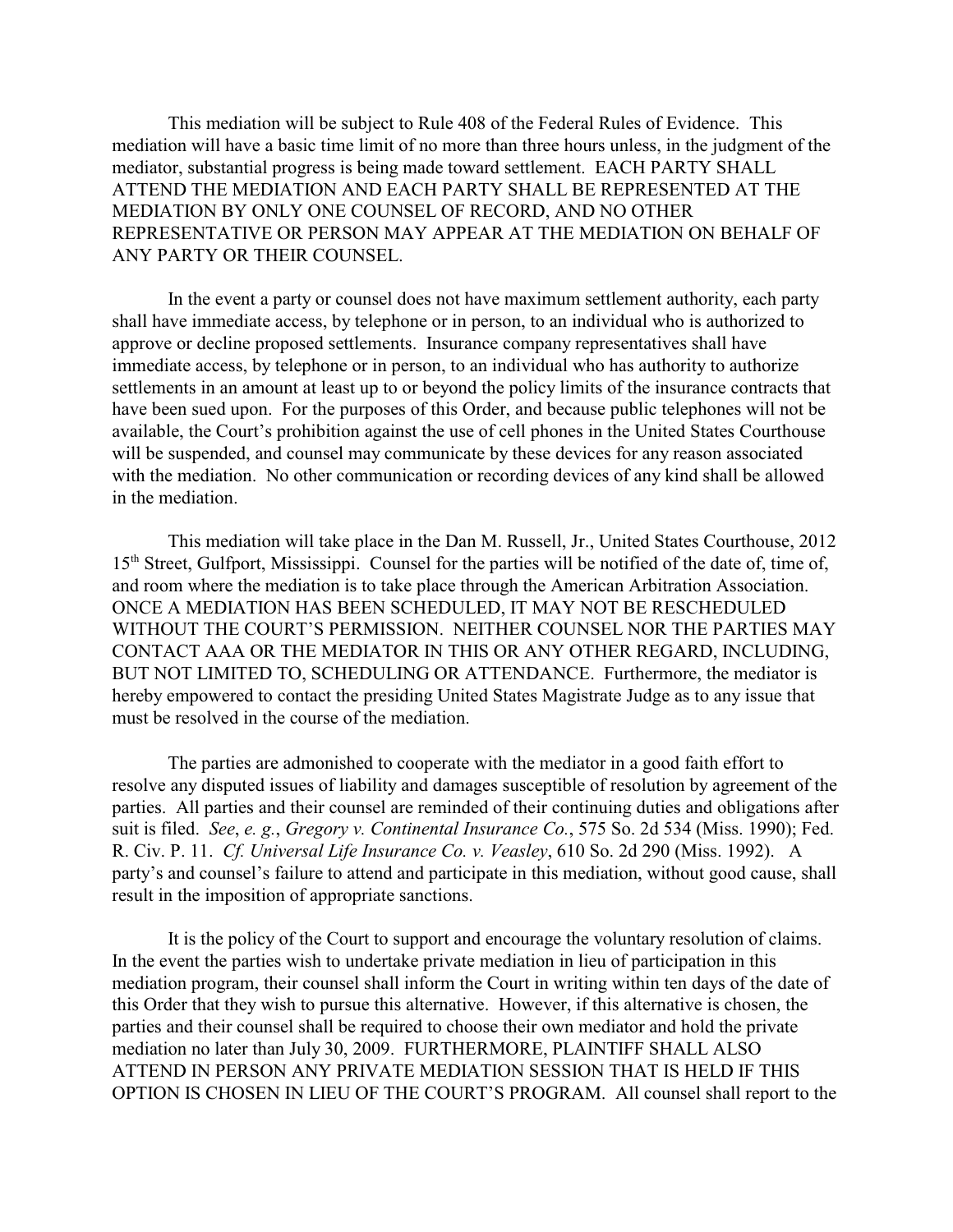This mediation will be subject to Rule 408 of the Federal Rules of Evidence. This mediation will have a basic time limit of no more than three hours unless, in the judgment of the mediator, substantial progress is being made toward settlement. EACH PARTY SHALL ATTEND THE MEDIATION AND EACH PARTY SHALL BE REPRESENTED AT THE MEDIATION BY ONLY ONE COUNSEL OF RECORD, AND NO OTHER REPRESENTATIVE OR PERSON MAY APPEAR AT THE MEDIATION ON BEHALF OF ANY PARTY OR THEIR COUNSEL.

In the event a party or counsel does not have maximum settlement authority, each party shall have immediate access, by telephone or in person, to an individual who is authorized to approve or decline proposed settlements. Insurance company representatives shall have immediate access, by telephone or in person, to an individual who has authority to authorize settlements in an amount at least up to or beyond the policy limits of the insurance contracts that have been sued upon. For the purposes of this Order, and because public telephones will not be available, the Court's prohibition against the use of cell phones in the United States Courthouse will be suspended, and counsel may communicate by these devices for any reason associated with the mediation. No other communication or recording devices of any kind shall be allowed in the mediation.

This mediation will take place in the Dan M. Russell, Jr., United States Courthouse, 2012 15th Street, Gulfport, Mississippi. Counsel for the parties will be notified of the date of, time of, and room where the mediation is to take place through the American Arbitration Association. ONCE A MEDIATION HAS BEEN SCHEDULED, IT MAY NOT BE RESCHEDULED WITHOUT THE COURT'S PERMISSION. NEITHER COUNSEL NOR THE PARTIES MAY CONTACT AAA OR THE MEDIATOR IN THIS OR ANY OTHER REGARD, INCLUDING, BUT NOT LIMITED TO, SCHEDULING OR ATTENDANCE. Furthermore, the mediator is hereby empowered to contact the presiding United States Magistrate Judge as to any issue that must be resolved in the course of the mediation.

The parties are admonished to cooperate with the mediator in a good faith effort to resolve any disputed issues of liability and damages susceptible of resolution by agreement of the parties. All parties and their counsel are reminded of their continuing duties and obligations after suit is filed. *See*, *e. g.*, *Gregory v. Continental Insurance Co.*, 575 So. 2d 534 (Miss. 1990); Fed. R. Civ. P. 11. *Cf. Universal Life Insurance Co. v. Veasley*, 610 So. 2d 290 (Miss. 1992). A party's and counsel's failure to attend and participate in this mediation, without good cause, shall result in the imposition of appropriate sanctions.

It is the policy of the Court to support and encourage the voluntary resolution of claims. In the event the parties wish to undertake private mediation in lieu of participation in this mediation program, their counsel shall inform the Court in writing within ten days of the date of this Order that they wish to pursue this alternative. However, if this alternative is chosen, the parties and their counsel shall be required to choose their own mediator and hold the private mediation no later than July 30, 2009. FURTHERMORE, PLAINTIFF SHALL ALSO ATTEND IN PERSON ANY PRIVATE MEDIATION SESSION THAT IS HELD IF THIS OPTION IS CHOSEN IN LIEU OF THE COURT'S PROGRAM. All counsel shall report to the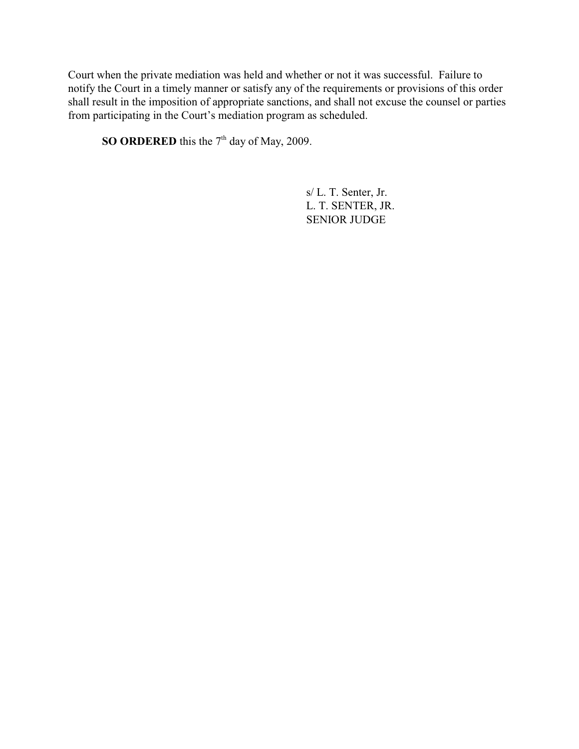Court when the private mediation was held and whether or not it was successful. Failure to notify the Court in a timely manner or satisfy any of the requirements or provisions of this order shall result in the imposition of appropriate sanctions, and shall not excuse the counsel or parties from participating in the Court's mediation program as scheduled.

**SO ORDERED** this the 7th day of May, 2009.

s/ L. T. Senter, Jr.
L. T. SENTER, JR.
SENIOR JUDGE